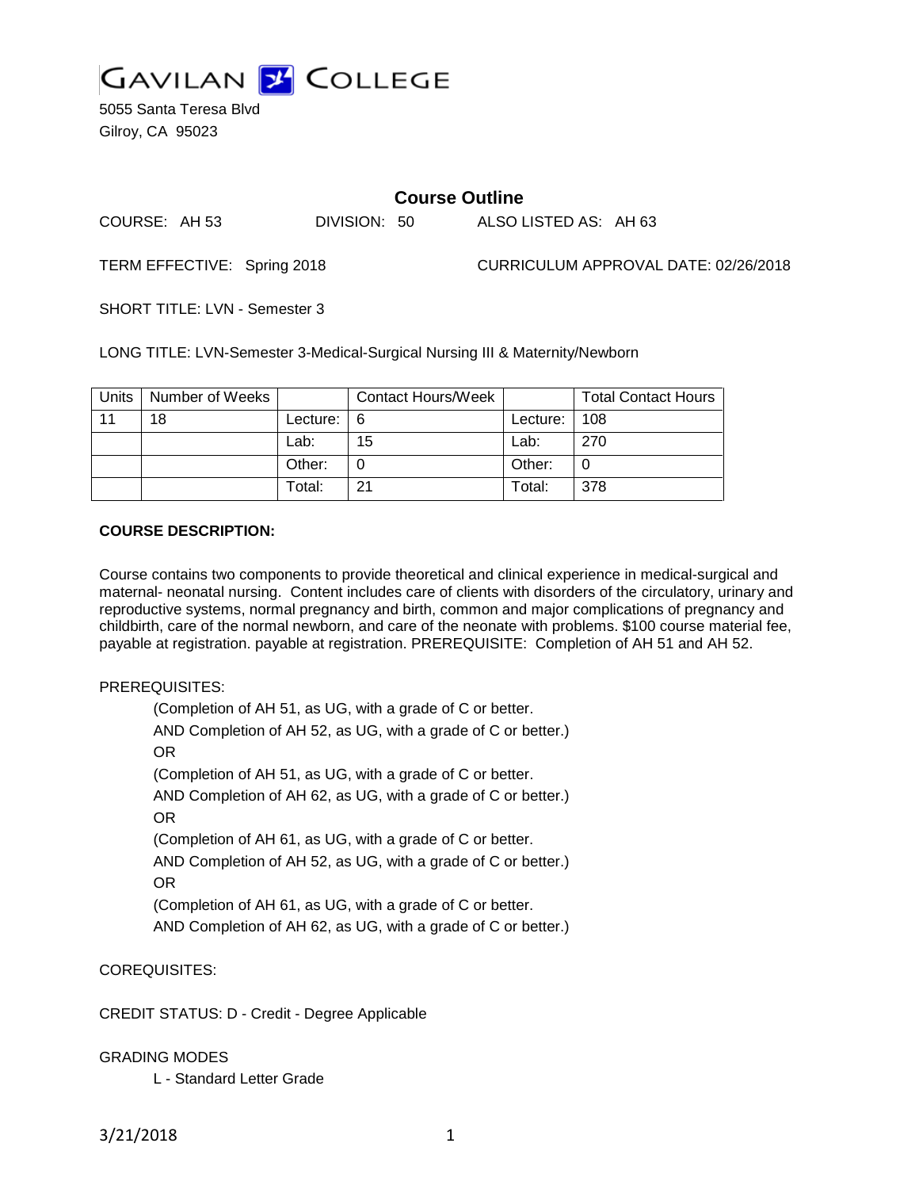# GAVILAN COLLEGE

5055 Santa Teresa Blvd
Gilroy, CA 95023

## Course Outline

COURSE: AH 53 DIVISION: 50 ALSO LISTED AS: AH 63

TERM EFFECTIVE: Spring 2018 CURRICULUM APPROVAL DATE: 02/26/2018

SHORT TITLE: LVN - Semester 3

LONG TITLE: LVN-Semester 3-Medical-Surgical Nursing III & Maternity/Newborn

| Units | Number of Weeks | | Contact Hours/Week | | Total Contact Hours |
|---|---|---|---|---|---|
| 11 | 18 | Lecture: | 6 | Lecture: | 108 |
| | | Lab: | 15 | Lab: | 270 |
| | | Other: | 0 | Other: | 0 |
| | | Total: | 21 | Total: | 378 |

**COURSE DESCRIPTION:**

Course contains two components to provide theoretical and clinical experience in medical-surgical and maternal- neonatal nursing. Content includes care of clients with disorders of the circulatory, urinary and reproductive systems, normal pregnancy and birth, common and major complications of pregnancy and childbirth, care of the normal newborn, and care of the neonate with problems. $100 course material fee, payable at registration. payable at registration. PREREQUISITE: Completion of AH 51 and AH 52.

PREREQUISITES:

(Completion of AH 51, as UG, with a grade of C or better.
AND Completion of AH 52, as UG, with a grade of C or better.)
OR
(Completion of AH 51, as UG, with a grade of C or better.
AND Completion of AH 62, as UG, with a grade of C or better.)
OR
(Completion of AH 61, as UG, with a grade of C or better.
AND Completion of AH 52, as UG, with a grade of C or better.)
OR
(Completion of AH 61, as UG, with a grade of C or better.
AND Completion of AH 62, as UG, with a grade of C or better.)

COREQUISITES:

CREDIT STATUS: D - Credit - Degree Applicable

GRADING MODES

L - Standard Letter Grade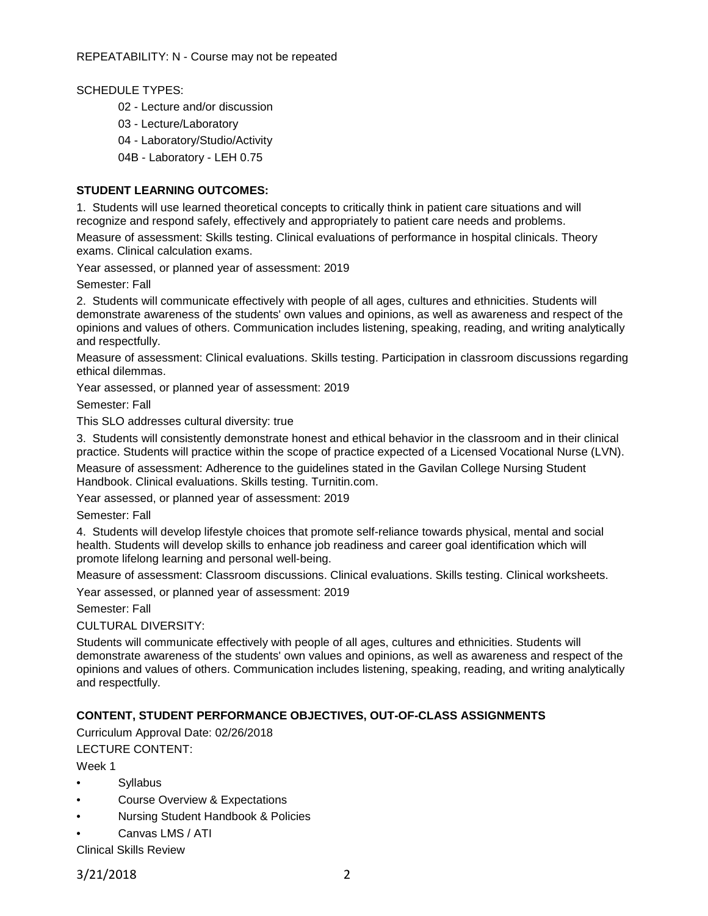REPEATABILITY: N - Course may not be repeated

SCHEDULE TYPES:

- 02 - Lecture and/or discussion
- 03 - Lecture/Laboratory
- 04 - Laboratory/Studio/Activity
- 04B - Laboratory - LEH 0.75

**STUDENT LEARNING OUTCOMES:**

1. Students will use learned theoretical concepts to critically think in patient care situations and will recognize and respond safely, effectively and appropriately to patient care needs and problems.

Measure of assessment: Skills testing. Clinical evaluations of performance in hospital clinicals. Theory exams. Clinical calculation exams.

Year assessed, or planned year of assessment: 2019

Semester: Fall

2. Students will communicate effectively with people of all ages, cultures and ethnicities. Students will demonstrate awareness of the students' own values and opinions, as well as awareness and respect of the opinions and values of others. Communication includes listening, speaking, reading, and writing analytically and respectfully.

Measure of assessment: Clinical evaluations. Skills testing. Participation in classroom discussions regarding ethical dilemmas.

Year assessed, or planned year of assessment: 2019

Semester: Fall

This SLO addresses cultural diversity: true

3. Students will consistently demonstrate honest and ethical behavior in the classroom and in their clinical practice. Students will practice within the scope of practice expected of a Licensed Vocational Nurse (LVN).

Measure of assessment: Adherence to the guidelines stated in the Gavilan College Nursing Student Handbook. Clinical evaluations. Skills testing. Turnitin.com.

Year assessed, or planned year of assessment: 2019

Semester: Fall

4. Students will develop lifestyle choices that promote self-reliance towards physical, mental and social health. Students will develop skills to enhance job readiness and career goal identification which will promote lifelong learning and personal well-being.

Measure of assessment: Classroom discussions. Clinical evaluations. Skills testing. Clinical worksheets.

Year assessed, or planned year of assessment: 2019

Semester: Fall

CULTURAL DIVERSITY:

Students will communicate effectively with people of all ages, cultures and ethnicities. Students will demonstrate awareness of the students' own values and opinions, as well as awareness and respect of the opinions and values of others. Communication includes listening, speaking, reading, and writing analytically and respectfully.

**CONTENT, STUDENT PERFORMANCE OBJECTIVES, OUT-OF-CLASS ASSIGNMENTS**

Curriculum Approval Date: 02/26/2018

LECTURE CONTENT:

Week 1

- Syllabus
- Course Overview & Expectations
- Nursing Student Handbook & Policies
- Canvas LMS / ATI

Clinical Skills Review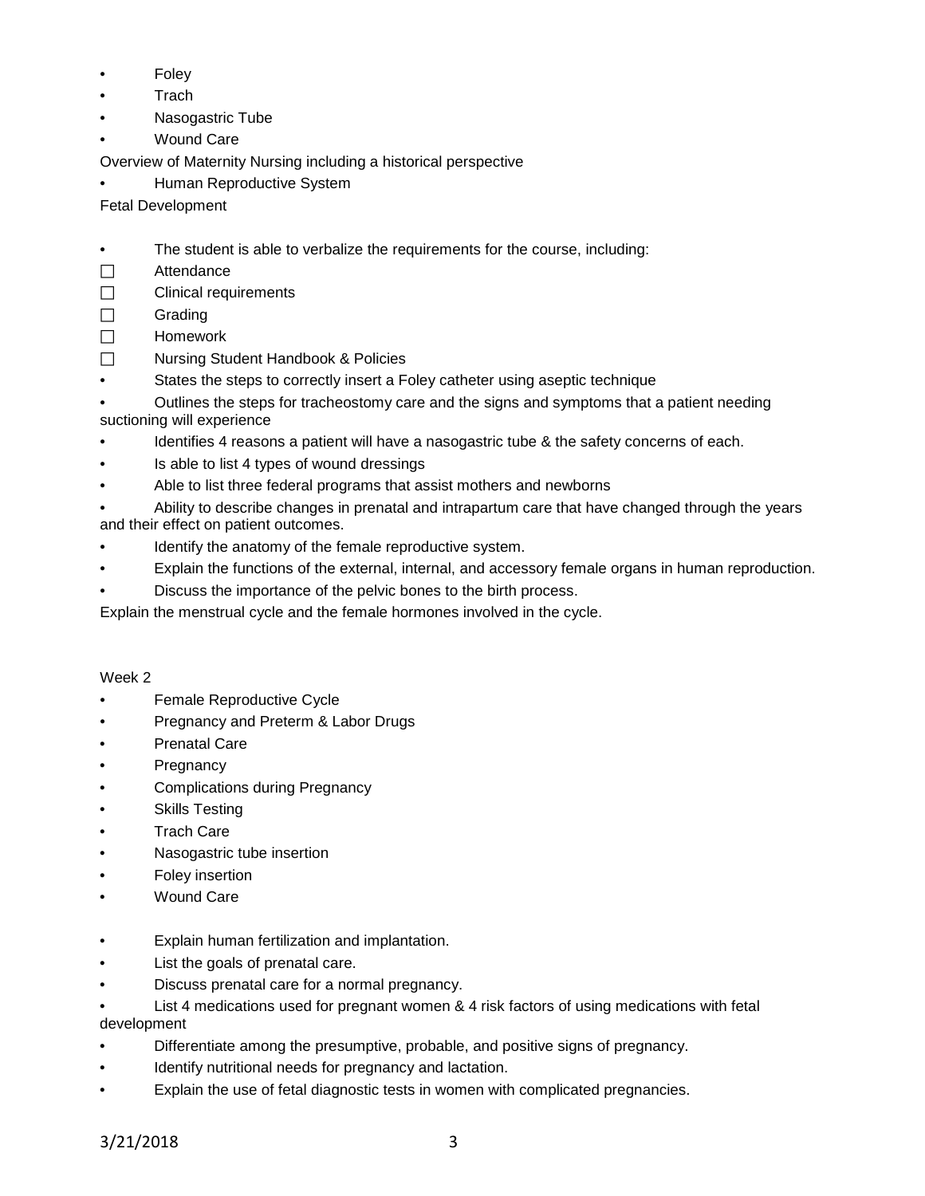- Foley
- Trach
- Nasogastric Tube
- Wound Care

Overview of Maternity Nursing including a historical perspective

- Human Reproductive System

Fetal Development

- The student is able to verbalize the requirements for the course, including:

☐ Attendance
☐ Clinical requirements
☐ Grading
☐ Homework
☐ Nursing Student Handbook & Policies

- States the steps to correctly insert a Foley catheter using aseptic technique
- Outlines the steps for tracheostomy care and the signs and symptoms that a patient needing suctioning will experience
- Identifies 4 reasons a patient will have a nasogastric tube & the safety concerns of each.
- Is able to list 4 types of wound dressings
- Able to list three federal programs that assist mothers and newborns
- Ability to describe changes in prenatal and intrapartum care that have changed through the years and their effect on patient outcomes.
- Identify the anatomy of the female reproductive system.
- Explain the functions of the external, internal, and accessory female organs in human reproduction.
- Discuss the importance of the pelvic bones to the birth process.

Explain the menstrual cycle and the female hormones involved in the cycle.

Week 2

- Female Reproductive Cycle
- Pregnancy and Preterm & Labor Drugs
- Prenatal Care
- Pregnancy
- Complications during Pregnancy
- Skills Testing
- Trach Care
- Nasogastric tube insertion
- Foley insertion
- Wound Care

- Explain human fertilization and implantation.
- List the goals of prenatal care.
- Discuss prenatal care for a normal pregnancy.
- List 4 medications used for pregnant women & 4 risk factors of using medications with fetal development
- Differentiate among the presumptive, probable, and positive signs of pregnancy.
- Identify nutritional needs for pregnancy and lactation.
- Explain the use of fetal diagnostic tests in women with complicated pregnancies.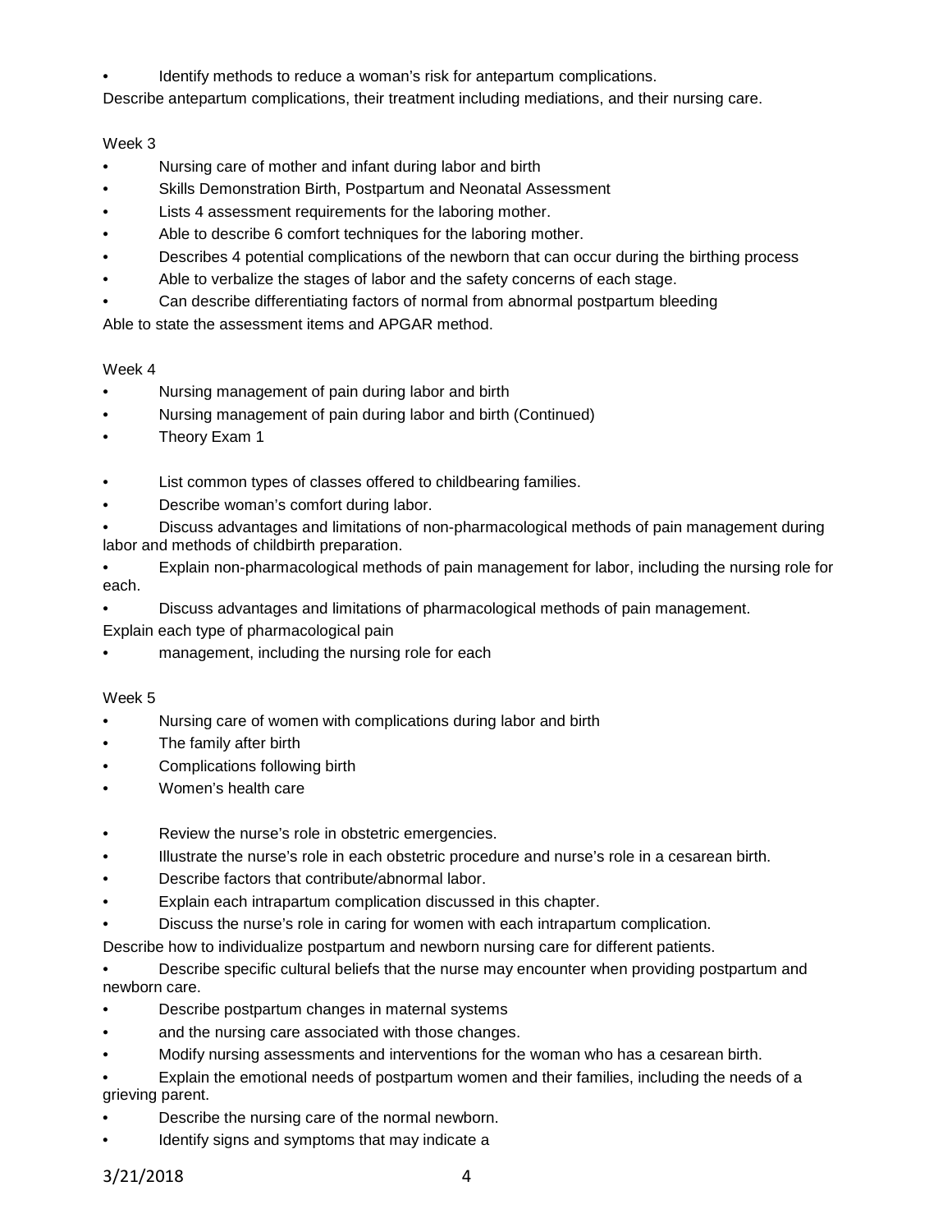- Identify methods to reduce a woman's risk for antepartum complications.

Describe antepartum complications, their treatment including mediations, and their nursing care.

Week 3

- Nursing care of mother and infant during labor and birth
- Skills Demonstration Birth, Postpartum and Neonatal Assessment
- Lists 4 assessment requirements for the laboring mother.
- Able to describe 6 comfort techniques for the laboring mother.
- Describes 4 potential complications of the newborn that can occur during the birthing process
- Able to verbalize the stages of labor and the safety concerns of each stage.
- Can describe differentiating factors of normal from abnormal postpartum bleeding

Able to state the assessment items and APGAR method.

Week 4

- Nursing management of pain during labor and birth
- Nursing management of pain during labor and birth (Continued)
- Theory Exam 1

- List common types of classes offered to childbearing families.
- Describe woman's comfort during labor.
- Discuss advantages and limitations of non-pharmacological methods of pain management during labor and methods of childbirth preparation.
- Explain non-pharmacological methods of pain management for labor, including the nursing role for each.
- Discuss advantages and limitations of pharmacological methods of pain management.

Explain each type of pharmacological pain

- management, including the nursing role for each

Week 5

- Nursing care of women with complications during labor and birth
- The family after birth
- Complications following birth
- Women's health care

- Review the nurse's role in obstetric emergencies.
- Illustrate the nurse's role in each obstetric procedure and nurse's role in a cesarean birth.
- Describe factors that contribute/abnormal labor.
- Explain each intrapartum complication discussed in this chapter.
- Discuss the nurse's role in caring for women with each intrapartum complication.

Describe how to individualize postpartum and newborn nursing care for different patients.

- Describe specific cultural beliefs that the nurse may encounter when providing postpartum and newborn care.
- Describe postpartum changes in maternal systems
- and the nursing care associated with those changes.
- Modify nursing assessments and interventions for the woman who has a cesarean birth.
- Explain the emotional needs of postpartum women and their families, including the needs of a grieving parent.
- Describe the nursing care of the normal newborn.
- Identify signs and symptoms that may indicate a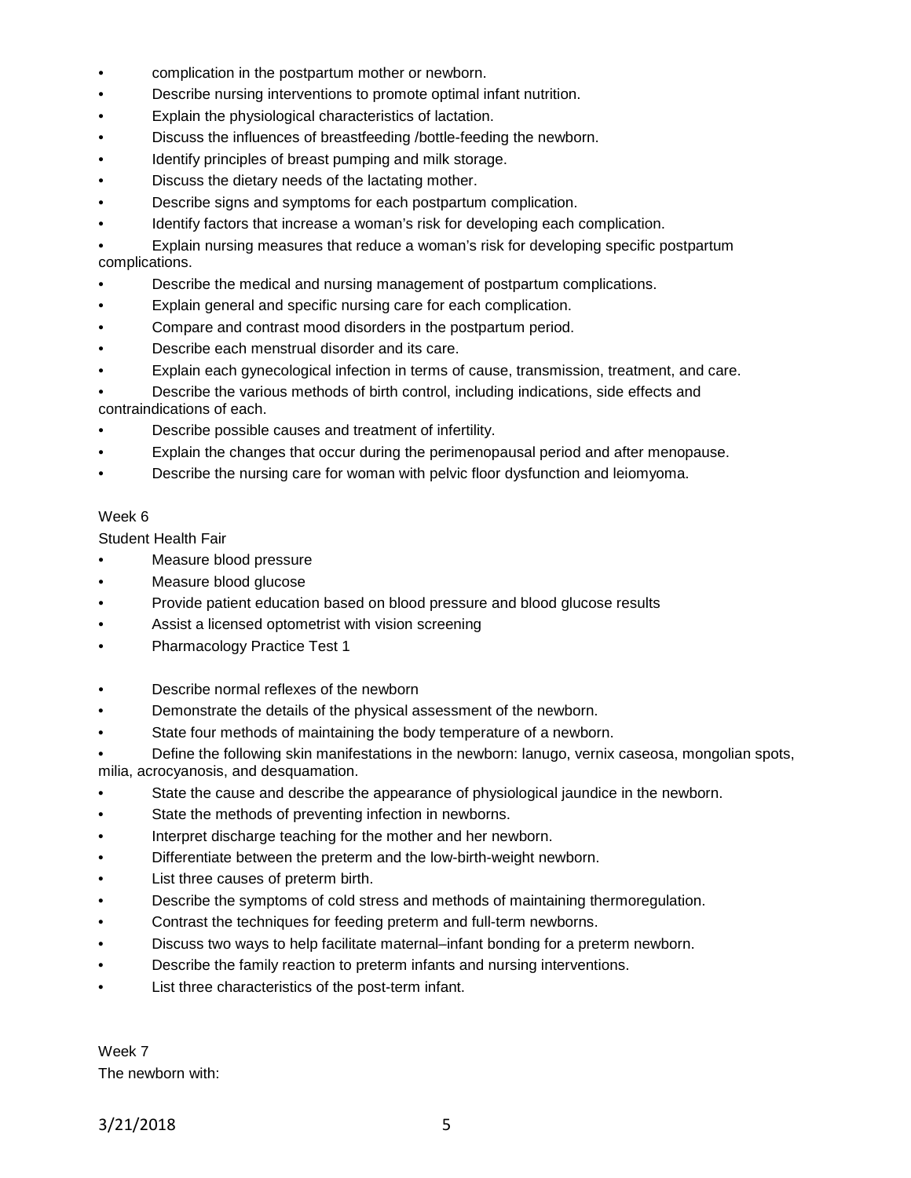- complication in the postpartum mother or newborn.
- Describe nursing interventions to promote optimal infant nutrition.
- Explain the physiological characteristics of lactation.
- Discuss the influences of breastfeeding /bottle-feeding the newborn.
- Identify principles of breast pumping and milk storage.
- Discuss the dietary needs of the lactating mother.
- Describe signs and symptoms for each postpartum complication.
- Identify factors that increase a woman's risk for developing each complication.
- Explain nursing measures that reduce a woman's risk for developing specific postpartum complications.
- Describe the medical and nursing management of postpartum complications.
- Explain general and specific nursing care for each complication.
- Compare and contrast mood disorders in the postpartum period.
- Describe each menstrual disorder and its care.
- Explain each gynecological infection in terms of cause, transmission, treatment, and care.
- Describe the various methods of birth control, including indications, side effects and contraindications of each.
- Describe possible causes and treatment of infertility.
- Explain the changes that occur during the perimenopausal period and after menopause.
- Describe the nursing care for woman with pelvic floor dysfunction and leiomyoma.

Week 6

Student Health Fair

- Measure blood pressure
- Measure blood glucose
- Provide patient education based on blood pressure and blood glucose results
- Assist a licensed optometrist with vision screening
- Pharmacology Practice Test 1

- Describe normal reflexes of the newborn
- Demonstrate the details of the physical assessment of the newborn.
- State four methods of maintaining the body temperature of a newborn.
- Define the following skin manifestations in the newborn: lanugo, vernix caseosa, mongolian spots, milia, acrocyanosis, and desquamation.
- State the cause and describe the appearance of physiological jaundice in the newborn.
- State the methods of preventing infection in newborns.
- Interpret discharge teaching for the mother and her newborn.
- Differentiate between the preterm and the low-birth-weight newborn.
- List three causes of preterm birth.
- Describe the symptoms of cold stress and methods of maintaining thermoregulation.
- Contrast the techniques for feeding preterm and full-term newborns.
- Discuss two ways to help facilitate maternal–infant bonding for a preterm newborn.
- Describe the family reaction to preterm infants and nursing interventions.
- List three characteristics of the post-term infant.

Week 7

The newborn with: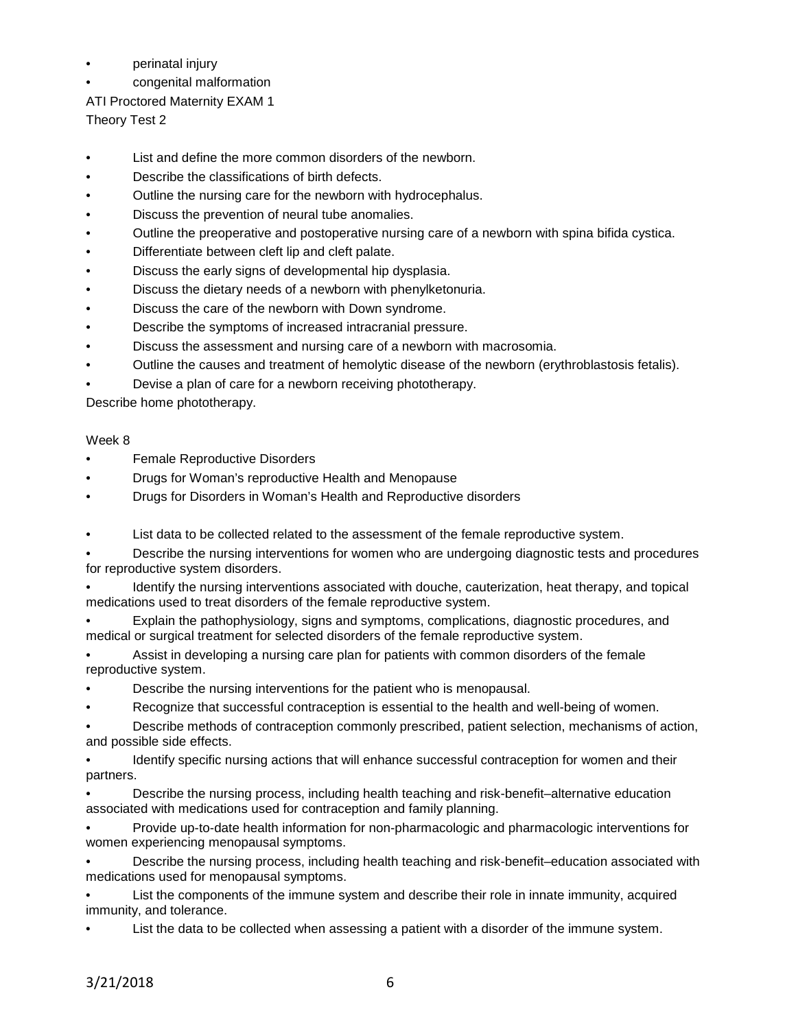- perinatal injury
- congenital malformation

ATI Proctored Maternity EXAM 1

Theory Test 2

- List and define the more common disorders of the newborn.
- Describe the classifications of birth defects.
- Outline the nursing care for the newborn with hydrocephalus.
- Discuss the prevention of neural tube anomalies.
- Outline the preoperative and postoperative nursing care of a newborn with spina bifida cystica.
- Differentiate between cleft lip and cleft palate.
- Discuss the early signs of developmental hip dysplasia.
- Discuss the dietary needs of a newborn with phenylketonuria.
- Discuss the care of the newborn with Down syndrome.
- Describe the symptoms of increased intracranial pressure.
- Discuss the assessment and nursing care of a newborn with macrosomia.
- Outline the causes and treatment of hemolytic disease of the newborn (erythroblastosis fetalis).
- Devise a plan of care for a newborn receiving phototherapy.

Describe home phototherapy.

Week 8

- Female Reproductive Disorders
- Drugs for Woman's reproductive Health and Menopause
- Drugs for Disorders in Woman's Health and Reproductive disorders

- List data to be collected related to the assessment of the female reproductive system.
- Describe the nursing interventions for women who are undergoing diagnostic tests and procedures for reproductive system disorders.
- Identify the nursing interventions associated with douche, cauterization, heat therapy, and topical medications used to treat disorders of the female reproductive system.
- Explain the pathophysiology, signs and symptoms, complications, diagnostic procedures, and medical or surgical treatment for selected disorders of the female reproductive system.
- Assist in developing a nursing care plan for patients with common disorders of the female reproductive system.
- Describe the nursing interventions for the patient who is menopausal.
- Recognize that successful contraception is essential to the health and well-being of women.
- Describe methods of contraception commonly prescribed, patient selection, mechanisms of action, and possible side effects.
- Identify specific nursing actions that will enhance successful contraception for women and their partners.
- Describe the nursing process, including health teaching and risk-benefit–alternative education associated with medications used for contraception and family planning.
- Provide up-to-date health information for non-pharmacologic and pharmacologic interventions for women experiencing menopausal symptoms.
- Describe the nursing process, including health teaching and risk-benefit–education associated with medications used for menopausal symptoms.
- List the components of the immune system and describe their role in innate immunity, acquired immunity, and tolerance.
- List the data to be collected when assessing a patient with a disorder of the immune system.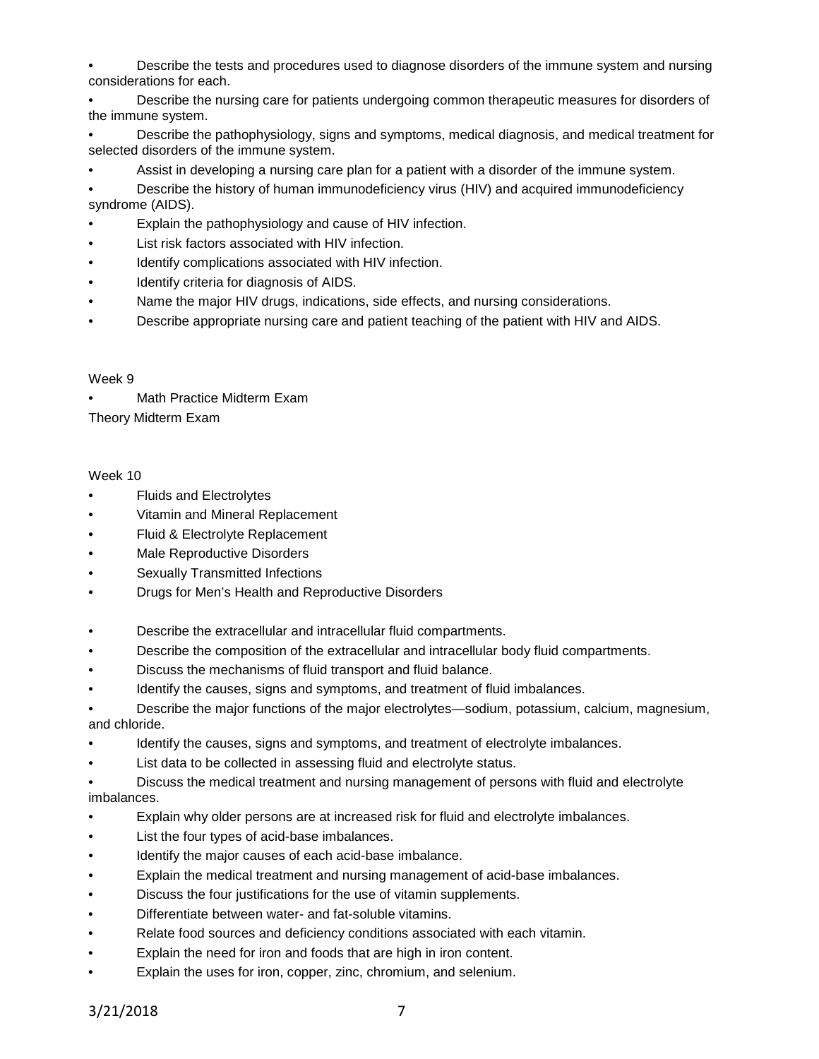- Describe the tests and procedures used to diagnose disorders of the immune system and nursing considerations for each.
- Describe the nursing care for patients undergoing common therapeutic measures for disorders of the immune system.
- Describe the pathophysiology, signs and symptoms, medical diagnosis, and medical treatment for selected disorders of the immune system.
- Assist in developing a nursing care plan for a patient with a disorder of the immune system.
- Describe the history of human immunodeficiency virus (HIV) and acquired immunodeficiency syndrome (AIDS).
- Explain the pathophysiology and cause of HIV infection.
- List risk factors associated with HIV infection.
- Identify complications associated with HIV infection.
- Identify criteria for diagnosis of AIDS.
- Name the major HIV drugs, indications, side effects, and nursing considerations.
- Describe appropriate nursing care and patient teaching of the patient with HIV and AIDS.

Week 9

- Math Practice Midterm Exam

Theory Midterm Exam

Week 10

- Fluids and Electrolytes
- Vitamin and Mineral Replacement
- Fluid & Electrolyte Replacement
- Male Reproductive Disorders
- Sexually Transmitted Infections
- Drugs for Men's Health and Reproductive Disorders

- Describe the extracellular and intracellular fluid compartments.
- Describe the composition of the extracellular and intracellular body fluid compartments.
- Discuss the mechanisms of fluid transport and fluid balance.
- Identify the causes, signs and symptoms, and treatment of fluid imbalances.
- Describe the major functions of the major electrolytes—sodium, potassium, calcium, magnesium, and chloride.
- Identify the causes, signs and symptoms, and treatment of electrolyte imbalances.
- List data to be collected in assessing fluid and electrolyte status.
- Discuss the medical treatment and nursing management of persons with fluid and electrolyte imbalances.
- Explain why older persons are at increased risk for fluid and electrolyte imbalances.
- List the four types of acid-base imbalances.
- Identify the major causes of each acid-base imbalance.
- Explain the medical treatment and nursing management of acid-base imbalances.
- Discuss the four justifications for the use of vitamin supplements.
- Differentiate between water- and fat-soluble vitamins.
- Relate food sources and deficiency conditions associated with each vitamin.
- Explain the need for iron and foods that are high in iron content.
- Explain the uses for iron, copper, zinc, chromium, and selenium.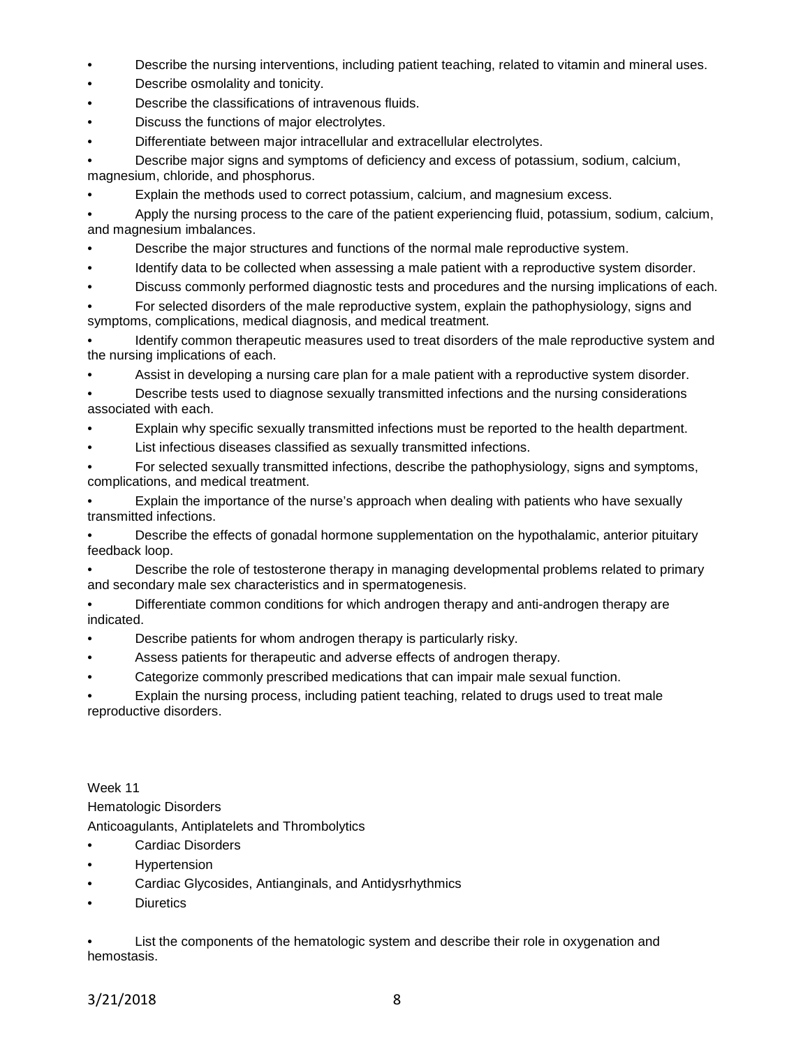- Describe the nursing interventions, including patient teaching, related to vitamin and mineral uses.
- Describe osmolality and tonicity.
- Describe the classifications of intravenous fluids.
- Discuss the functions of major electrolytes.
- Differentiate between major intracellular and extracellular electrolytes.
- Describe major signs and symptoms of deficiency and excess of potassium, sodium, calcium, magnesium, chloride, and phosphorus.
- Explain the methods used to correct potassium, calcium, and magnesium excess.
- Apply the nursing process to the care of the patient experiencing fluid, potassium, sodium, calcium, and magnesium imbalances.
- Describe the major structures and functions of the normal male reproductive system.
- Identify data to be collected when assessing a male patient with a reproductive system disorder.
- Discuss commonly performed diagnostic tests and procedures and the nursing implications of each.
- For selected disorders of the male reproductive system, explain the pathophysiology, signs and symptoms, complications, medical diagnosis, and medical treatment.
- Identify common therapeutic measures used to treat disorders of the male reproductive system and the nursing implications of each.
- Assist in developing a nursing care plan for a male patient with a reproductive system disorder.
- Describe tests used to diagnose sexually transmitted infections and the nursing considerations associated with each.
- Explain why specific sexually transmitted infections must be reported to the health department.
- List infectious diseases classified as sexually transmitted infections.
- For selected sexually transmitted infections, describe the pathophysiology, signs and symptoms, complications, and medical treatment.
- Explain the importance of the nurse's approach when dealing with patients who have sexually transmitted infections.
- Describe the effects of gonadal hormone supplementation on the hypothalamic, anterior pituitary feedback loop.
- Describe the role of testosterone therapy in managing developmental problems related to primary and secondary male sex characteristics and in spermatogenesis.
- Differentiate common conditions for which androgen therapy and anti-androgen therapy are indicated.
- Describe patients for whom androgen therapy is particularly risky.
- Assess patients for therapeutic and adverse effects of androgen therapy.
- Categorize commonly prescribed medications that can impair male sexual function.
- Explain the nursing process, including patient teaching, related to drugs used to treat male reproductive disorders.

Week 11

Hematologic Disorders

Anticoagulants, Antiplatelets and Thrombolytics

- Cardiac Disorders
- Hypertension
- Cardiac Glycosides, Antianginals, and Antidysrhythmics
- Diuretics

- List the components of the hematologic system and describe their role in oxygenation and hemostasis.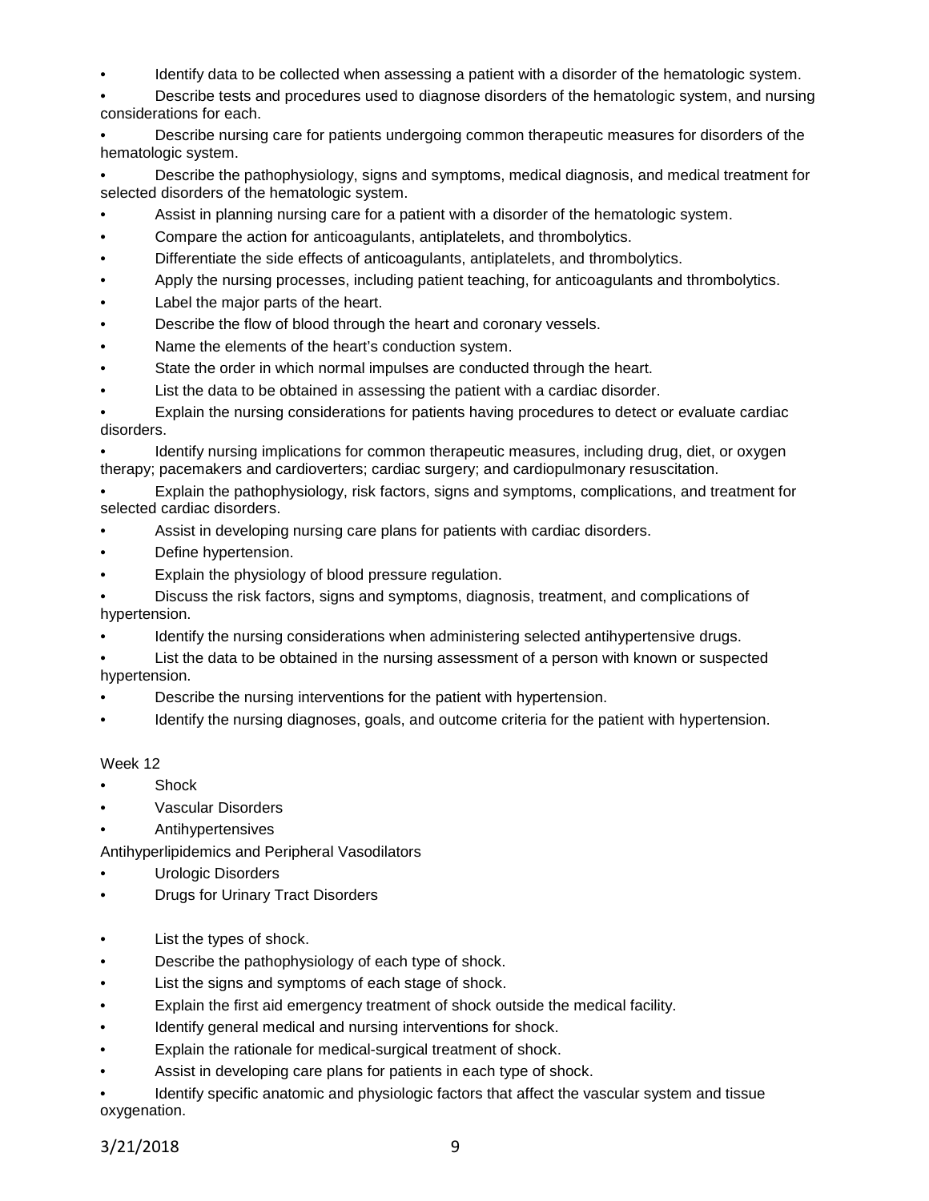- Identify data to be collected when assessing a patient with a disorder of the hematologic system.
- Describe tests and procedures used to diagnose disorders of the hematologic system, and nursing considerations for each.
- Describe nursing care for patients undergoing common therapeutic measures for disorders of the hematologic system.
- Describe the pathophysiology, signs and symptoms, medical diagnosis, and medical treatment for selected disorders of the hematologic system.
- Assist in planning nursing care for a patient with a disorder of the hematologic system.
- Compare the action for anticoagulants, antiplatelets, and thrombolytics.
- Differentiate the side effects of anticoagulants, antiplatelets, and thrombolytics.
- Apply the nursing processes, including patient teaching, for anticoagulants and thrombolytics.
- Label the major parts of the heart.
- Describe the flow of blood through the heart and coronary vessels.
- Name the elements of the heart's conduction system.
- State the order in which normal impulses are conducted through the heart.
- List the data to be obtained in assessing the patient with a cardiac disorder.
- Explain the nursing considerations for patients having procedures to detect or evaluate cardiac disorders.
- Identify nursing implications for common therapeutic measures, including drug, diet, or oxygen therapy; pacemakers and cardioverters; cardiac surgery; and cardiopulmonary resuscitation.
- Explain the pathophysiology, risk factors, signs and symptoms, complications, and treatment for selected cardiac disorders.
- Assist in developing nursing care plans for patients with cardiac disorders.
- Define hypertension.
- Explain the physiology of blood pressure regulation.
- Discuss the risk factors, signs and symptoms, diagnosis, treatment, and complications of hypertension.
- Identify the nursing considerations when administering selected antihypertensive drugs.
- List the data to be obtained in the nursing assessment of a person with known or suspected hypertension.
- Describe the nursing interventions for the patient with hypertension.
- Identify the nursing diagnoses, goals, and outcome criteria for the patient with hypertension.

Week 12

- Shock
- Vascular Disorders
- Antihypertensives

Antihyperlipidemics and Peripheral Vasodilators

- Urologic Disorders
- Drugs for Urinary Tract Disorders

- List the types of shock.
- Describe the pathophysiology of each type of shock.
- List the signs and symptoms of each stage of shock.
- Explain the first aid emergency treatment of shock outside the medical facility.
- Identify general medical and nursing interventions for shock.
- Explain the rationale for medical-surgical treatment of shock.
- Assist in developing care plans for patients in each type of shock.
- Identify specific anatomic and physiologic factors that affect the vascular system and tissue oxygenation.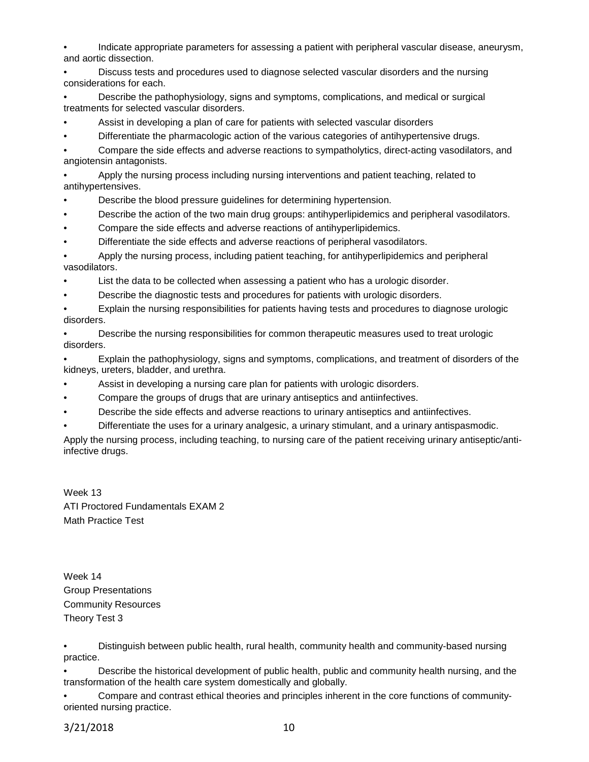- Indicate appropriate parameters for assessing a patient with peripheral vascular disease, aneurysm, and aortic dissection.
- Discuss tests and procedures used to diagnose selected vascular disorders and the nursing considerations for each.
- Describe the pathophysiology, signs and symptoms, complications, and medical or surgical treatments for selected vascular disorders.
- Assist in developing a plan of care for patients with selected vascular disorders
- Differentiate the pharmacologic action of the various categories of antihypertensive drugs.
- Compare the side effects and adverse reactions to sympatholytics, direct-acting vasodilators, and angiotensin antagonists.
- Apply the nursing process including nursing interventions and patient teaching, related to antihypertensives.
- Describe the blood pressure guidelines for determining hypertension.
- Describe the action of the two main drug groups: antihyperlipidemics and peripheral vasodilators.
- Compare the side effects and adverse reactions of antihyperlipidemics.
- Differentiate the side effects and adverse reactions of peripheral vasodilators.
- Apply the nursing process, including patient teaching, for antihyperlipidemics and peripheral vasodilators.
- List the data to be collected when assessing a patient who has a urologic disorder.
- Describe the diagnostic tests and procedures for patients with urologic disorders.
- Explain the nursing responsibilities for patients having tests and procedures to diagnose urologic disorders.
- Describe the nursing responsibilities for common therapeutic measures used to treat urologic disorders.
- Explain the pathophysiology, signs and symptoms, complications, and treatment of disorders of the kidneys, ureters, bladder, and urethra.
- Assist in developing a nursing care plan for patients with urologic disorders.
- Compare the groups of drugs that are urinary antiseptics and antiinfectives.
- Describe the side effects and adverse reactions to urinary antiseptics and antiinfectives.
- Differentiate the uses for a urinary analgesic, a urinary stimulant, and a urinary antispasmodic.

Apply the nursing process, including teaching, to nursing care of the patient receiving urinary antiseptic/anti-infective drugs.

Week 13
ATI Proctored Fundamentals EXAM 2
Math Practice Test

Week 14
Group Presentations
Community Resources
Theory Test 3

- Distinguish between public health, rural health, community health and community-based nursing practice.
- Describe the historical development of public health, public and community health nursing, and the transformation of the health care system domestically and globally.
- Compare and contrast ethical theories and principles inherent in the core functions of community-oriented nursing practice.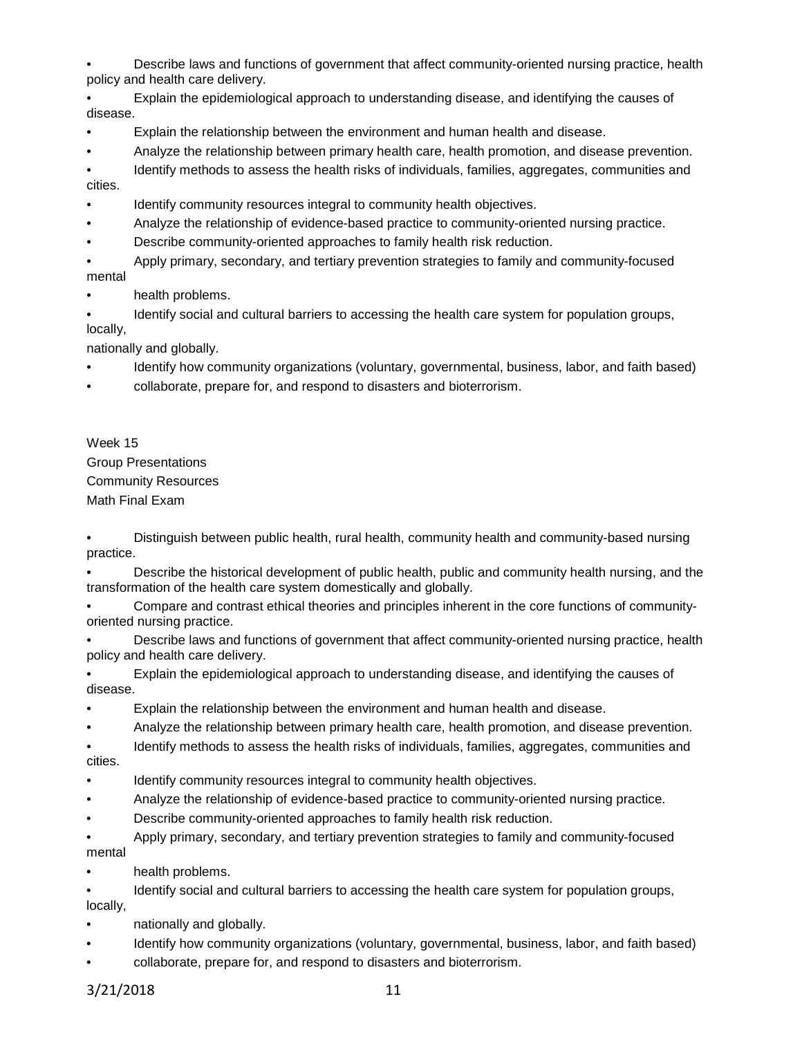- Describe laws and functions of government that affect community-oriented nursing practice, health policy and health care delivery.
- Explain the epidemiological approach to understanding disease, and identifying the causes of disease.
- Explain the relationship between the environment and human health and disease.
- Analyze the relationship between primary health care, health promotion, and disease prevention.
- Identify methods to assess the health risks of individuals, families, aggregates, communities and cities.
- Identify community resources integral to community health objectives.
- Analyze the relationship of evidence-based practice to community-oriented nursing practice.
- Describe community-oriented approaches to family health risk reduction.
- Apply primary, secondary, and tertiary prevention strategies to family and community-focused mental
- health problems.
- Identify social and cultural barriers to accessing the health care system for population groups, locally,

nationally and globally.

- Identify how community organizations (voluntary, governmental, business, labor, and faith based)
- collaborate, prepare for, and respond to disasters and bioterrorism.

Week 15
Group Presentations
Community Resources
Math Final Exam

- Distinguish between public health, rural health, community health and community-based nursing practice.
- Describe the historical development of public health, public and community health nursing, and the transformation of the health care system domestically and globally.
- Compare and contrast ethical theories and principles inherent in the core functions of community-oriented nursing practice.
- Describe laws and functions of government that affect community-oriented nursing practice, health policy and health care delivery.
- Explain the epidemiological approach to understanding disease, and identifying the causes of disease.
- Explain the relationship between the environment and human health and disease.
- Analyze the relationship between primary health care, health promotion, and disease prevention.
- Identify methods to assess the health risks of individuals, families, aggregates, communities and cities.
- Identify community resources integral to community health objectives.
- Analyze the relationship of evidence-based practice to community-oriented nursing practice.
- Describe community-oriented approaches to family health risk reduction.
- Apply primary, secondary, and tertiary prevention strategies to family and community-focused mental
- health problems.
- Identify social and cultural barriers to accessing the health care system for population groups, locally,
- nationally and globally.
- Identify how community organizations (voluntary, governmental, business, labor, and faith based)
- collaborate, prepare for, and respond to disasters and bioterrorism.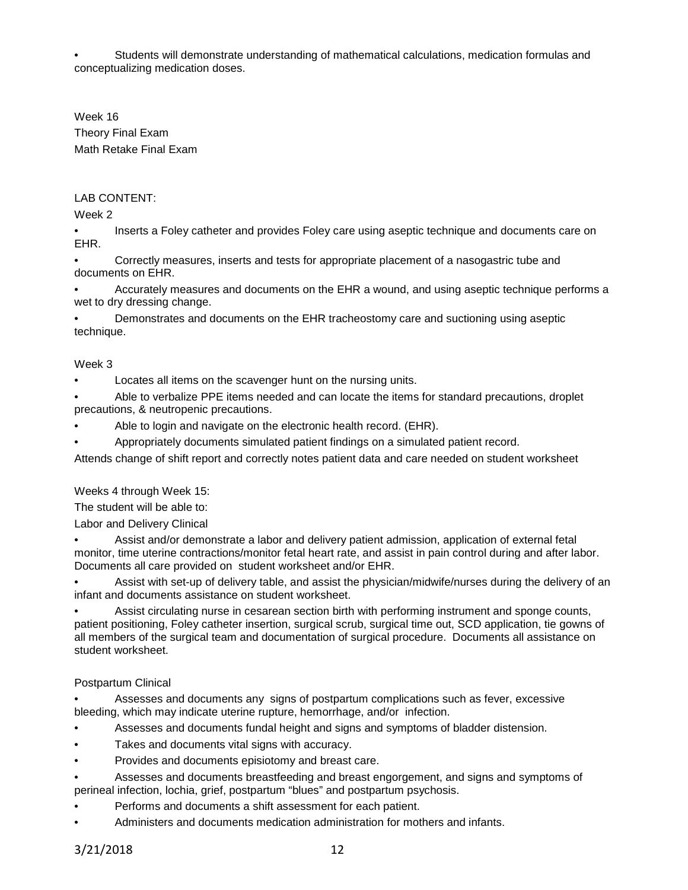- Students will demonstrate understanding of mathematical calculations, medication formulas and conceptualizing medication doses.

Week 16
Theory Final Exam
Math Retake Final Exam

LAB CONTENT:

Week 2

- Inserts a Foley catheter and provides Foley care using aseptic technique and documents care on EHR.
- Correctly measures, inserts and tests for appropriate placement of a nasogastric tube and documents on EHR.
- Accurately measures and documents on the EHR a wound, and using aseptic technique performs a wet to dry dressing change.
- Demonstrates and documents on the EHR tracheostomy care and suctioning using aseptic technique.

Week 3

- Locates all items on the scavenger hunt on the nursing units.
- Able to verbalize PPE items needed and can locate the items for standard precautions, droplet precautions, & neutropenic precautions.
- Able to login and navigate on the electronic health record. (EHR).
- Appropriately documents simulated patient findings on a simulated patient record.

Attends change of shift report and correctly notes patient data and care needed on student worksheet

Weeks 4 through Week 15:

The student will be able to:

Labor and Delivery Clinical

- Assist and/or demonstrate a labor and delivery patient admission, application of external fetal monitor, time uterine contractions/monitor fetal heart rate, and assist in pain control during and after labor. Documents all care provided on student worksheet and/or EHR.
- Assist with set-up of delivery table, and assist the physician/midwife/nurses during the delivery of an infant and documents assistance on student worksheet.
- Assist circulating nurse in cesarean section birth with performing instrument and sponge counts, patient positioning, Foley catheter insertion, surgical scrub, surgical time out, SCD application, tie gowns of all members of the surgical team and documentation of surgical procedure. Documents all assistance on student worksheet.

Postpartum Clinical

- Assesses and documents any signs of postpartum complications such as fever, excessive bleeding, which may indicate uterine rupture, hemorrhage, and/or infection.
- Assesses and documents fundal height and signs and symptoms of bladder distension.
- Takes and documents vital signs with accuracy.
- Provides and documents episiotomy and breast care.
- Assesses and documents breastfeeding and breast engorgement, and signs and symptoms of perineal infection, lochia, grief, postpartum "blues" and postpartum psychosis.
- Performs and documents a shift assessment for each patient.
- Administers and documents medication administration for mothers and infants.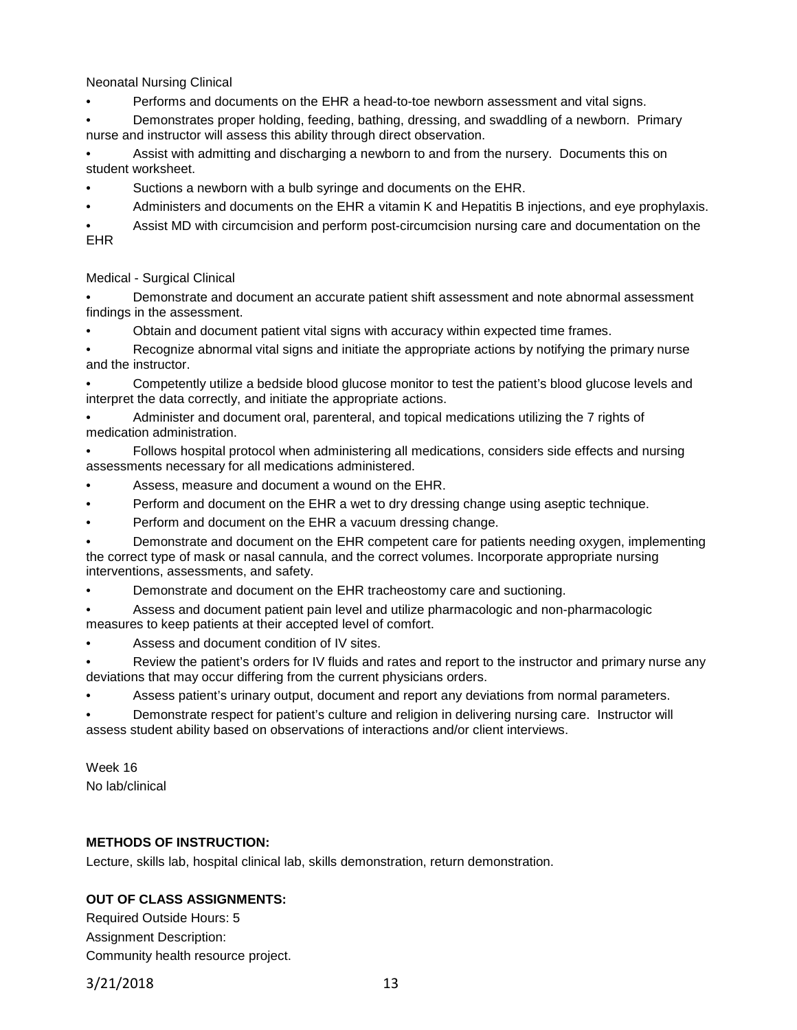Neonatal Nursing Clinical

- Performs and documents on the EHR a head-to-toe newborn assessment and vital signs.
- Demonstrates proper holding, feeding, bathing, dressing, and swaddling of a newborn. Primary nurse and instructor will assess this ability through direct observation.
- Assist with admitting and discharging a newborn to and from the nursery. Documents this on student worksheet.
- Suctions a newborn with a bulb syringe and documents on the EHR.
- Administers and documents on the EHR a vitamin K and Hepatitis B injections, and eye prophylaxis.
- Assist MD with circumcision and perform post-circumcision nursing care and documentation on the EHR

Medical - Surgical Clinical

- Demonstrate and document an accurate patient shift assessment and note abnormal assessment findings in the assessment.
- Obtain and document patient vital signs with accuracy within expected time frames.
- Recognize abnormal vital signs and initiate the appropriate actions by notifying the primary nurse and the instructor.
- Competently utilize a bedside blood glucose monitor to test the patient's blood glucose levels and interpret the data correctly, and initiate the appropriate actions.
- Administer and document oral, parenteral, and topical medications utilizing the 7 rights of medication administration.
- Follows hospital protocol when administering all medications, considers side effects and nursing assessments necessary for all medications administered.
- Assess, measure and document a wound on the EHR.
- Perform and document on the EHR a wet to dry dressing change using aseptic technique.
- Perform and document on the EHR a vacuum dressing change.
- Demonstrate and document on the EHR competent care for patients needing oxygen, implementing the correct type of mask or nasal cannula, and the correct volumes. Incorporate appropriate nursing interventions, assessments, and safety.
- Demonstrate and document on the EHR tracheostomy care and suctioning.
- Assess and document patient pain level and utilize pharmacologic and non-pharmacologic measures to keep patients at their accepted level of comfort.
- Assess and document condition of IV sites.
- Review the patient's orders for IV fluids and rates and report to the instructor and primary nurse any deviations that may occur differing from the current physicians orders.
- Assess patient's urinary output, document and report any deviations from normal parameters.
- Demonstrate respect for patient's culture and religion in delivering nursing care. Instructor will assess student ability based on observations of interactions and/or client interviews.

Week 16
No lab/clinical

**METHODS OF INSTRUCTION:**

Lecture, skills lab, hospital clinical lab, skills demonstration, return demonstration.

**OUT OF CLASS ASSIGNMENTS:**

Required Outside Hours: 5
Assignment Description:
Community health resource project.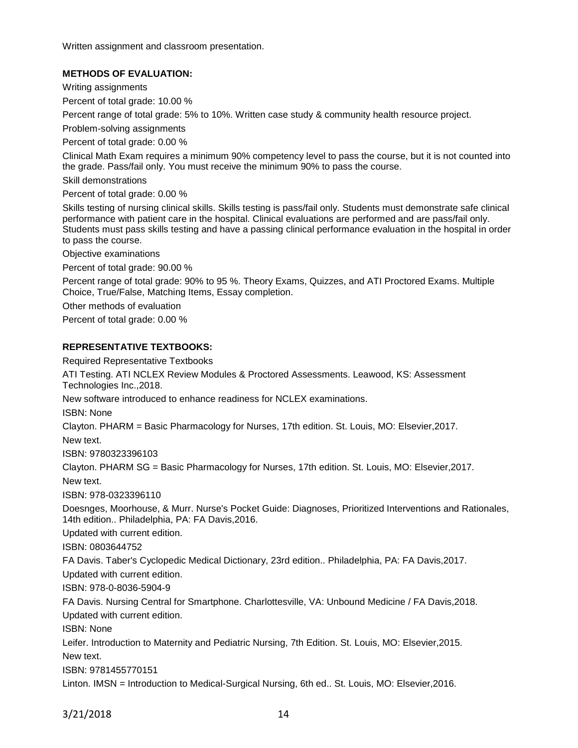Written assignment and classroom presentation.

**METHODS OF EVALUATION:**

Writing assignments

Percent of total grade: 10.00 %

Percent range of total grade: 5% to 10%. Written case study & community health resource project.

Problem-solving assignments

Percent of total grade: 0.00 %

Clinical Math Exam requires a minimum 90% competency level to pass the course, but it is not counted into the grade. Pass/fail only. You must receive the minimum 90% to pass the course.

Skill demonstrations

Percent of total grade: 0.00 %

Skills testing of nursing clinical skills. Skills testing is pass/fail only. Students must demonstrate safe clinical performance with patient care in the hospital. Clinical evaluations are performed and are pass/fail only. Students must pass skills testing and have a passing clinical performance evaluation in the hospital in order to pass the course.

Objective examinations

Percent of total grade: 90.00 %

Percent range of total grade: 90% to 95 %. Theory Exams, Quizzes, and ATI Proctored Exams. Multiple Choice, True/False, Matching Items, Essay completion.

Other methods of evaluation

Percent of total grade: 0.00 %

**REPRESENTATIVE TEXTBOOKS:**

Required Representative Textbooks

ATI Testing. ATI NCLEX Review Modules & Proctored Assessments. Leawood, KS: Assessment Technologies Inc.,2018.

New software introduced to enhance readiness for NCLEX examinations.

ISBN: None

Clayton. PHARM = Basic Pharmacology for Nurses, 17th edition. St. Louis, MO: Elsevier,2017.

New text.

ISBN: 9780323396103

Clayton. PHARM SG = Basic Pharmacology for Nurses, 17th edition. St. Louis, MO: Elsevier,2017.

New text.

ISBN: 978-0323396110

Doesnges, Moorhouse, & Murr. Nurse's Pocket Guide: Diagnoses, Prioritized Interventions and Rationales, 14th edition.. Philadelphia, PA: FA Davis,2016.

Updated with current edition.

ISBN: 0803644752

FA Davis. Taber's Cyclopedic Medical Dictionary, 23rd edition.. Philadelphia, PA: FA Davis,2017.

Updated with current edition.

ISBN: 978-0-8036-5904-9

FA Davis. Nursing Central for Smartphone. Charlottesville, VA: Unbound Medicine / FA Davis,2018.

Updated with current edition.

ISBN: None

Leifer. Introduction to Maternity and Pediatric Nursing, 7th Edition. St. Louis, MO: Elsevier,2015.

New text.

ISBN: 9781455770151

Linton. IMSN = Introduction to Medical-Surgical Nursing, 6th ed.. St. Louis, MO: Elsevier,2016.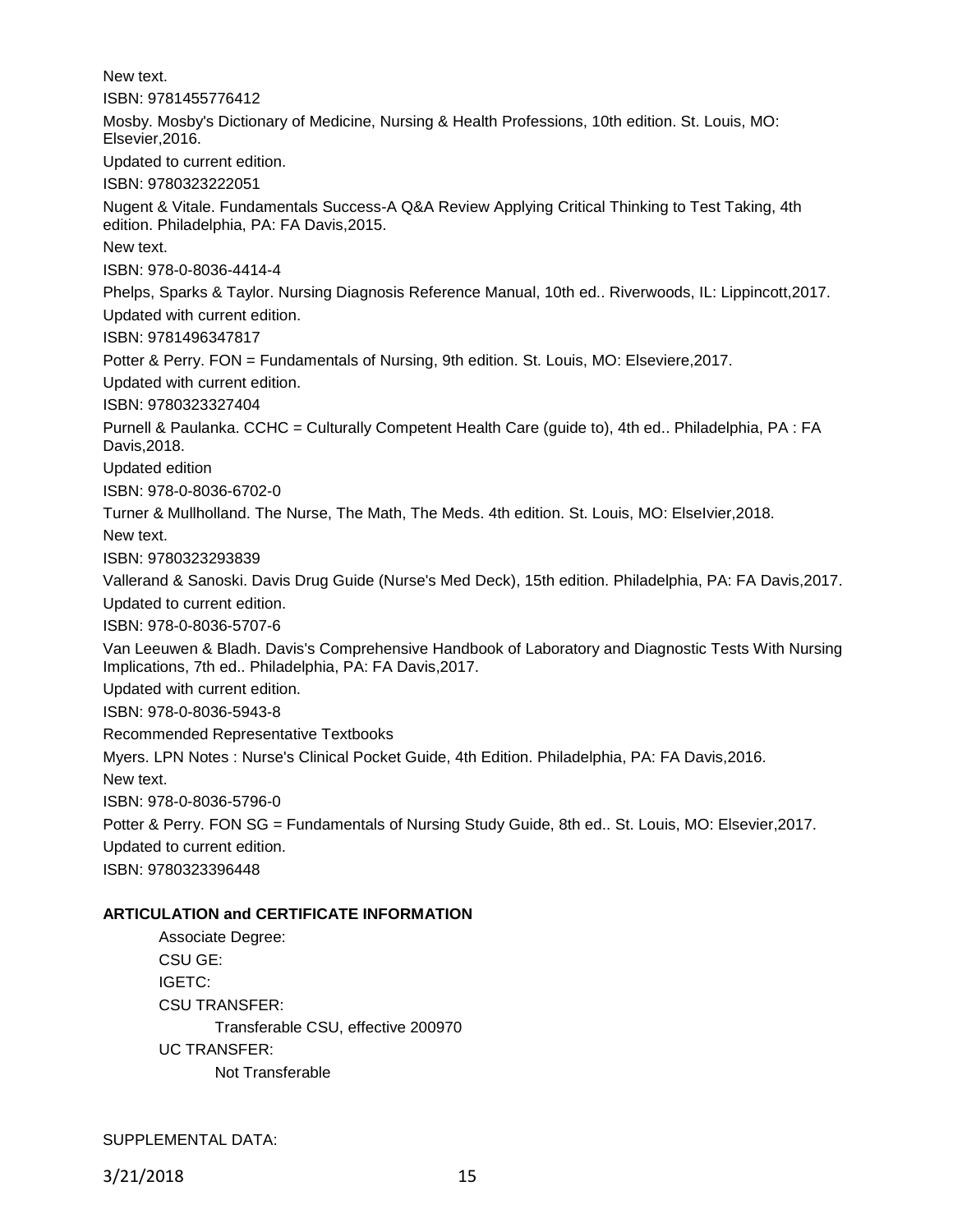New text.

ISBN: 9781455776412

Mosby. Mosby's Dictionary of Medicine, Nursing & Health Professions, 10th edition. St. Louis, MO: Elsevier,2016.

Updated to current edition.

ISBN: 9780323222051

Nugent & Vitale. Fundamentals Success-A Q&A Review Applying Critical Thinking to Test Taking, 4th edition. Philadelphia, PA: FA Davis,2015.

New text.

ISBN: 978-0-8036-4414-4

Phelps, Sparks & Taylor. Nursing Diagnosis Reference Manual, 10th ed.. Riverwoods, IL: Lippincott,2017.

Updated with current edition.

ISBN: 9781496347817

Potter & Perry. FON = Fundamentals of Nursing, 9th edition. St. Louis, MO: Elseviere,2017.

Updated with current edition.

ISBN: 9780323327404

Purnell & Paulanka. CCHC = Culturally Competent Health Care (guide to), 4th ed.. Philadelphia, PA : FA Davis,2018.

Updated edition

ISBN: 978-0-8036-6702-0

Turner & Mullholland. The Nurse, The Math, The Meds. 4th edition. St. Louis, MO: ElseIvier,2018.

New text.

ISBN: 9780323293839

Vallerand & Sanoski. Davis Drug Guide (Nurse's Med Deck), 15th edition. Philadelphia, PA: FA Davis,2017.

Updated to current edition.

ISBN: 978-0-8036-5707-6

Van Leeuwen & Bladh. Davis's Comprehensive Handbook of Laboratory and Diagnostic Tests With Nursing Implications, 7th ed.. Philadelphia, PA: FA Davis,2017.

Updated with current edition.

ISBN: 978-0-8036-5943-8

Recommended Representative Textbooks

Myers. LPN Notes : Nurse's Clinical Pocket Guide, 4th Edition. Philadelphia, PA: FA Davis,2016.

New text.

ISBN: 978-0-8036-5796-0

Potter & Perry. FON SG = Fundamentals of Nursing Study Guide, 8th ed.. St. Louis, MO: Elsevier,2017.

Updated to current edition.

ISBN: 9780323396448

**ARTICULATION and CERTIFICATE INFORMATION**

Associate Degree:

CSU GE:

IGETC:

CSU TRANSFER:

  Transferable CSU, effective 200970

UC TRANSFER:

  Not Transferable

SUPPLEMENTAL DATA: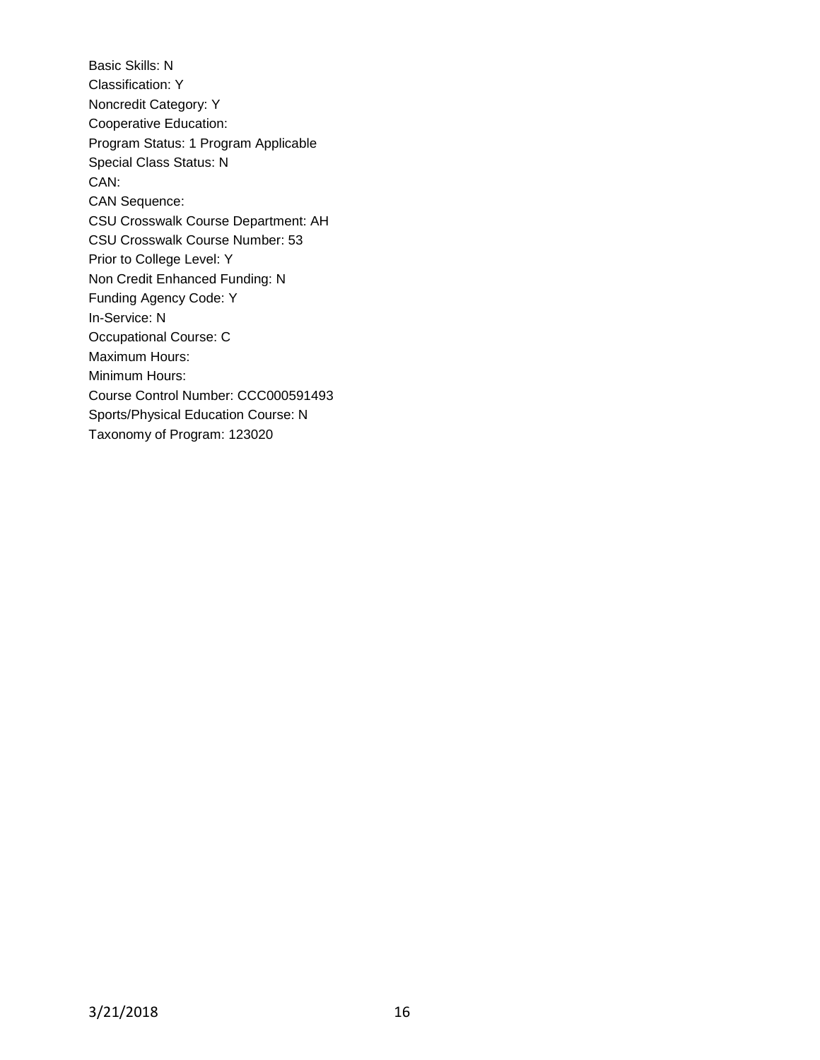Basic Skills: N
Classification: Y
Noncredit Category: Y
Cooperative Education:
Program Status: 1 Program Applicable
Special Class Status: N
CAN:
CAN Sequence:
CSU Crosswalk Course Department: AH
CSU Crosswalk Course Number: 53
Prior to College Level: Y
Non Credit Enhanced Funding: N
Funding Agency Code: Y
In-Service: N
Occupational Course: C
Maximum Hours:
Minimum Hours:
Course Control Number: CCC000591493
Sports/Physical Education Course: N
Taxonomy of Program: 123020